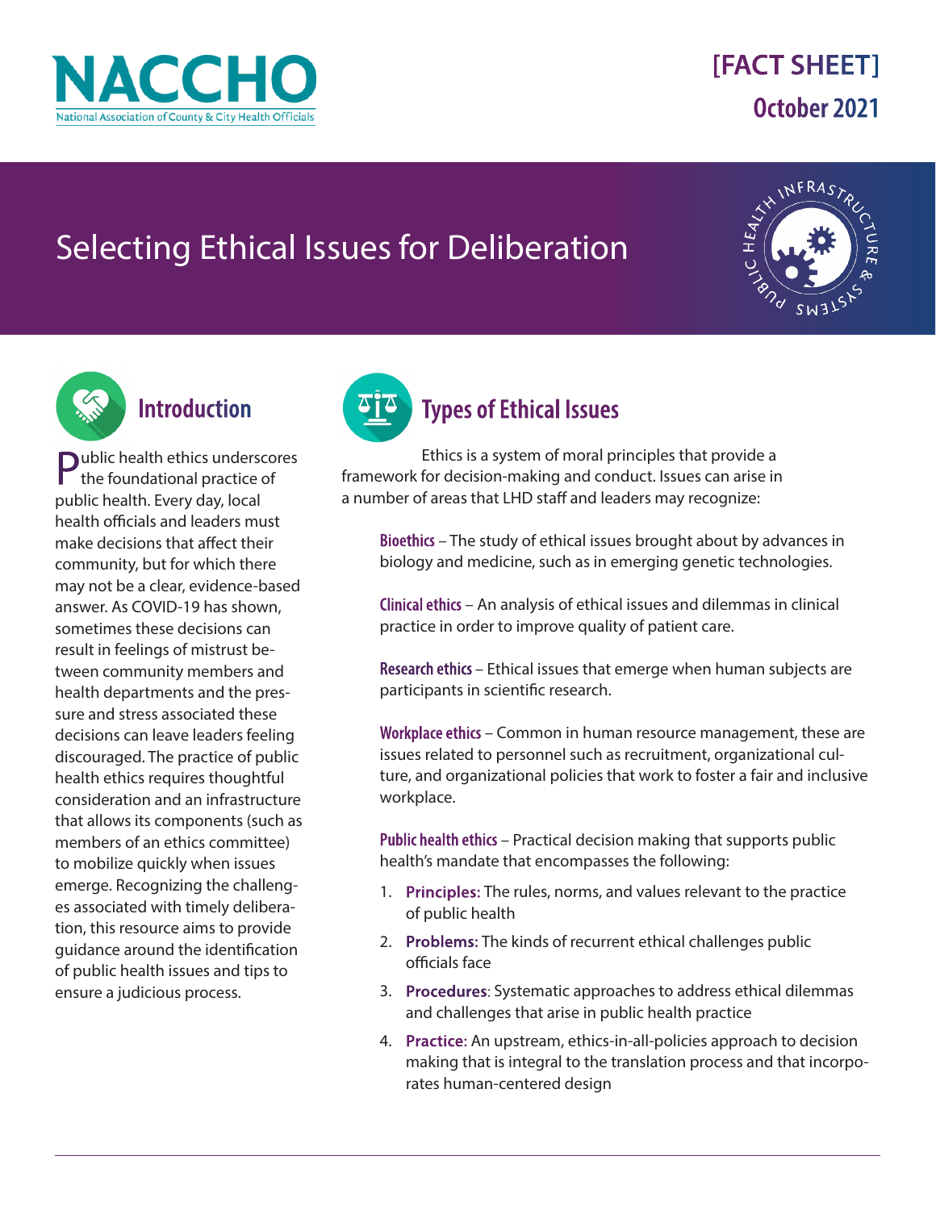NACCHO
National Association of County & City Health Officials

**[FACT SHEET]**
**October 2021**

# Selecting Ethical Issues for Deliberation

## Introduction

Public health ethics underscores the foundational practice of public health. Every day, local health officials and leaders must make decisions that affect their community, but for which there may not be a clear, evidence-based answer. As COVID-19 has shown, sometimes these decisions can result in feelings of mistrust between community members and health departments and the pressure and stress associated these decisions can leave leaders feeling discouraged. The practice of public health ethics requires thoughtful consideration and an infrastructure that allows its components (such as members of an ethics committee) to mobilize quickly when issues emerge. Recognizing the challenges associated with timely deliberation, this resource aims to provide guidance around the identification of public health issues and tips to ensure a judicious process.

## Types of Ethical Issues

Ethics is a system of moral principles that provide a framework for decision-making and conduct. Issues can arise in a number of areas that LHD staff and leaders may recognize:

**Bioethics** – The study of ethical issues brought about by advances in biology and medicine, such as in emerging genetic technologies.

**Clinical ethics** – An analysis of ethical issues and dilemmas in clinical practice in order to improve quality of patient care.

**Research ethics** – Ethical issues that emerge when human subjects are participants in scientific research.

**Workplace ethics** – Common in human resource management, these are issues related to personnel such as recruitment, organizational culture, and organizational policies that work to foster a fair and inclusive workplace.

**Public health ethics** – Practical decision making that supports public health's mandate that encompasses the following:

1. **Principles:** The rules, norms, and values relevant to the practice of public health
2. **Problems:** The kinds of recurrent ethical challenges public officials face
3. **Procedures**: Systematic approaches to address ethical dilemmas and challenges that arise in public health practice
4. **Practice:** An upstream, ethics-in-all-policies approach to decision making that is integral to the translation process and that incorporates human-centered design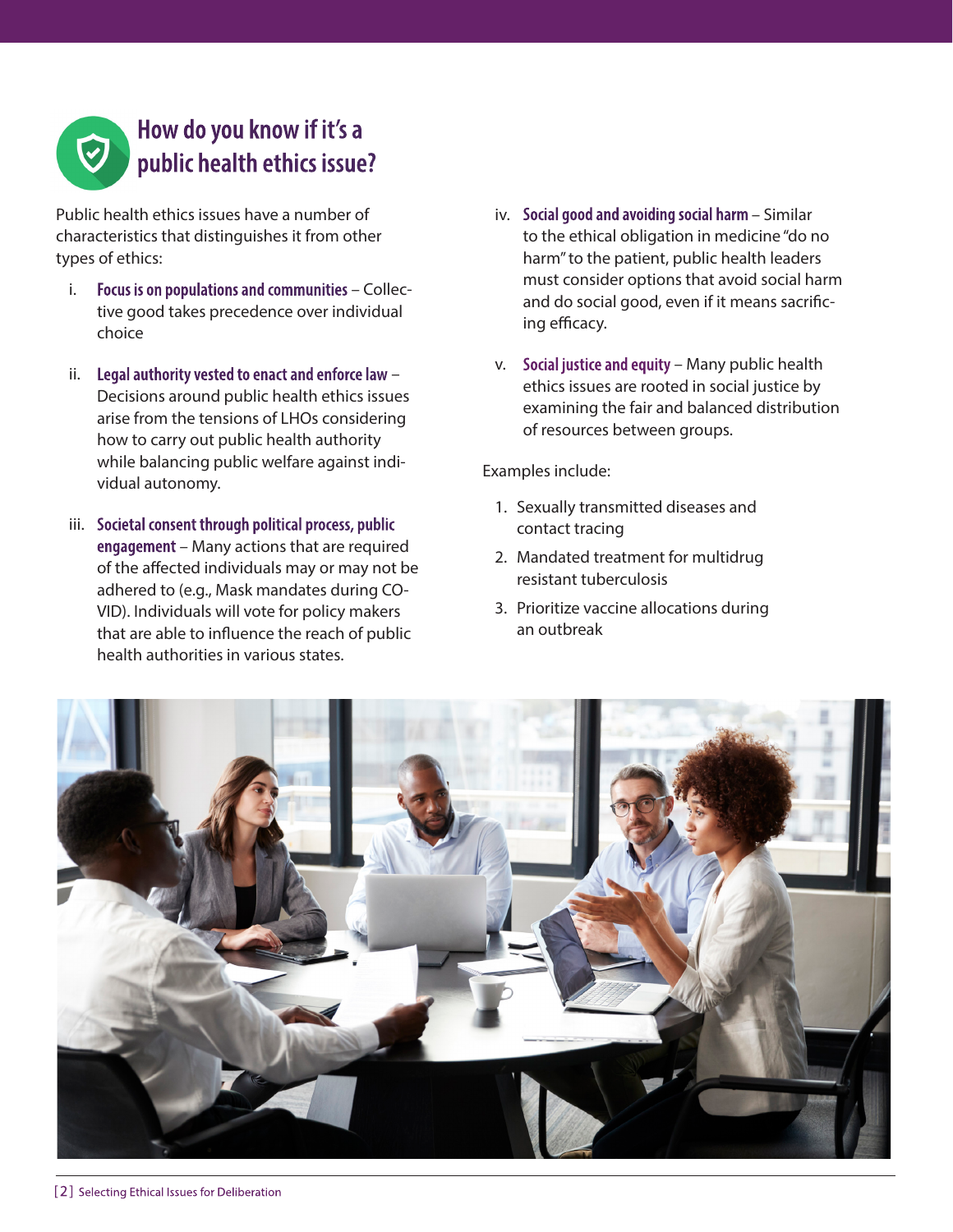## How do you know if it's a public health ethics issue?

Public health ethics issues have a number of characteristics that distinguishes it from other types of ethics:

i. **Focus is on populations and communities** – Collective good takes precedence over individual choice

ii. **Legal authority vested to enact and enforce law** – Decisions around public health ethics issues arise from the tensions of LHOs considering how to carry out public health authority while balancing public welfare against individual autonomy.

iii. **Societal consent through political process, public engagement** – Many actions that are required of the affected individuals may or may not be adhered to (e.g., Mask mandates during COVID). Individuals will vote for policy makers that are able to influence the reach of public health authorities in various states.

iv. **Social good and avoiding social harm** – Similar to the ethical obligation in medicine "do no harm" to the patient, public health leaders must consider options that avoid social harm and do social good, even if it means sacrificing efficacy.

v. **Social justice and equity** – Many public health ethics issues are rooted in social justice by examining the fair and balanced distribution of resources between groups.

Examples include:

1. Sexually transmitted diseases and contact tracing
2. Mandated treatment for multidrug resistant tuberculosis
3. Prioritize vaccine allocations during an outbreak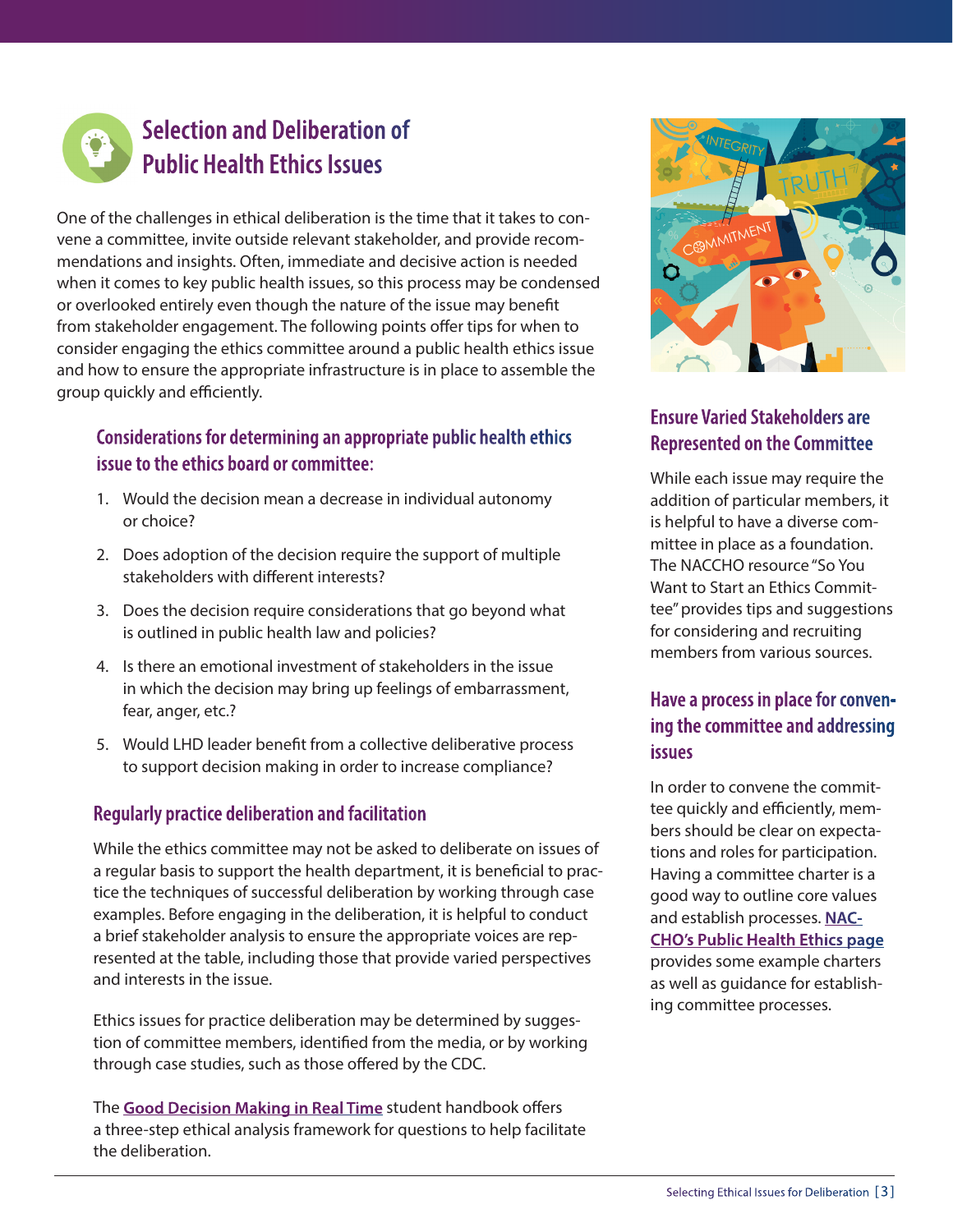## Selection and Deliberation of Public Health Ethics Issues

One of the challenges in ethical deliberation is the time that it takes to convene a committee, invite outside relevant stakeholder, and provide recommendations and insights. Often, immediate and decisive action is needed when it comes to key public health issues, so this process may be condensed or overlooked entirely even though the nature of the issue may benefit from stakeholder engagement. The following points offer tips for when to consider engaging the ethics committee around a public health ethics issue and how to ensure the appropriate infrastructure is in place to assemble the group quickly and efficiently.

### Considerations for determining an appropriate public health ethics issue to the ethics board or committee:

1. Would the decision mean a decrease in individual autonomy or choice?
2. Does adoption of the decision require the support of multiple stakeholders with different interests?
3. Does the decision require considerations that go beyond what is outlined in public health law and policies?
4. Is there an emotional investment of stakeholders in the issue in which the decision may bring up feelings of embarrassment, fear, anger, etc.?
5. Would LHD leader benefit from a collective deliberative process to support decision making in order to increase compliance?

### Regularly practice deliberation and facilitation

While the ethics committee may not be asked to deliberate on issues of a regular basis to support the health department, it is beneficial to practice the techniques of successful deliberation by working through case examples. Before engaging in the deliberation, it is helpful to conduct a brief stakeholder analysis to ensure the appropriate voices are represented at the table, including those that provide varied perspectives and interests in the issue.

Ethics issues for practice deliberation may be determined by suggestion of committee members, identified from the media, or by working through case studies, such as those offered by the CDC.

The **Good Decision Making in Real Time** student handbook offers a three-step ethical analysis framework for questions to help facilitate the deliberation.

### Ensure Varied Stakeholders are Represented on the Committee

While each issue may require the addition of particular members, it is helpful to have a diverse committee in place as a foundation. The NACCHO resource "So You Want to Start an Ethics Committee" provides tips and suggestions for considering and recruiting members from various sources.

### Have a process in place for convening the committee and addressing issues

In order to convene the committee quickly and efficiently, members should be clear on expectations and roles for participation. Having a committee charter is a good way to outline core values and establish processes. **NACCHO's Public Health Ethics page** provides some example charters as well as guidance for establishing committee processes.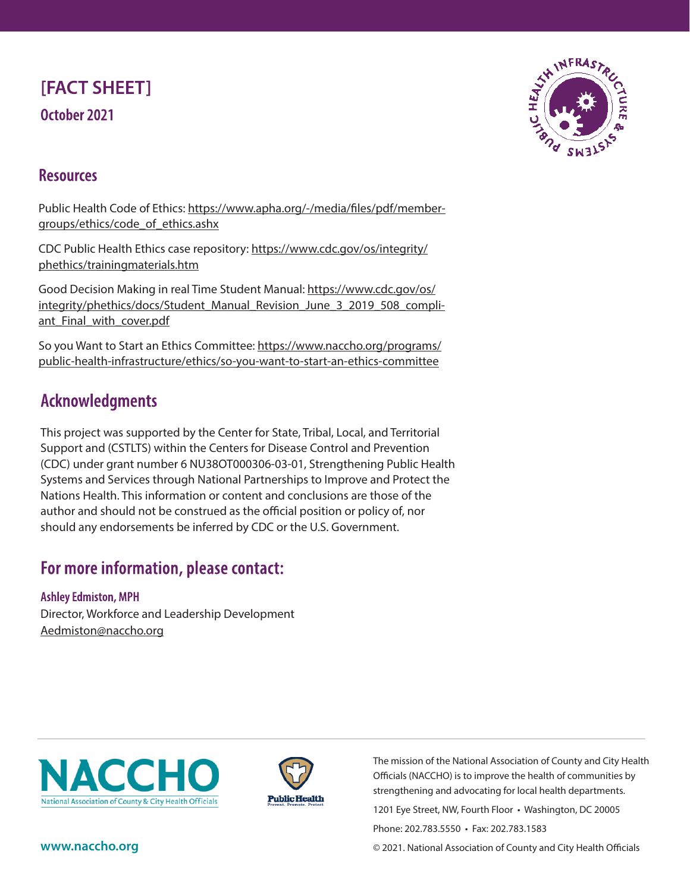**[FACT SHEET]**

**October 2021**

## Resources

Public Health Code of Ethics: https://www.apha.org/-/media/files/pdf/membergroups/ethics/code_of_ethics.ashx

CDC Public Health Ethics case repository: https://www.cdc.gov/os/integrity/phethics/trainingmaterials.htm

Good Decision Making in real Time Student Manual: https://www.cdc.gov/os/integrity/phethics/docs/Student_Manual_Revision_June_3_2019_508_compliant_Final_with_cover.pdf

So you Want to Start an Ethics Committee: https://www.naccho.org/programs/public-health-infrastructure/ethics/so-you-want-to-start-an-ethics-committee

## Acknowledgments

This project was supported by the Center for State, Tribal, Local, and Territorial Support and (CSTLTS) within the Centers for Disease Control and Prevention (CDC) under grant number 6 NU38OT000306-03-01, Strengthening Public Health Systems and Services through National Partnerships to Improve and Protect the Nations Health. This information or content and conclusions are those of the author and should not be construed as the official position or policy of, nor should any endorsements be inferred by CDC or the U.S. Government.

## For more information, please contact:

**Ashley Edmiston, MPH**
Director, Workforce and Leadership Development
Aedmiston@naccho.org

The mission of the National Association of County and City Health Officials (NACCHO) is to improve the health of communities by strengthening and advocating for local health departments.

1201 Eye Street, NW, Fourth Floor • Washington, DC 20005

Phone: 202.783.5550 • Fax: 202.783.1583

www.naccho.org

© 2021. National Association of County and City Health Officials